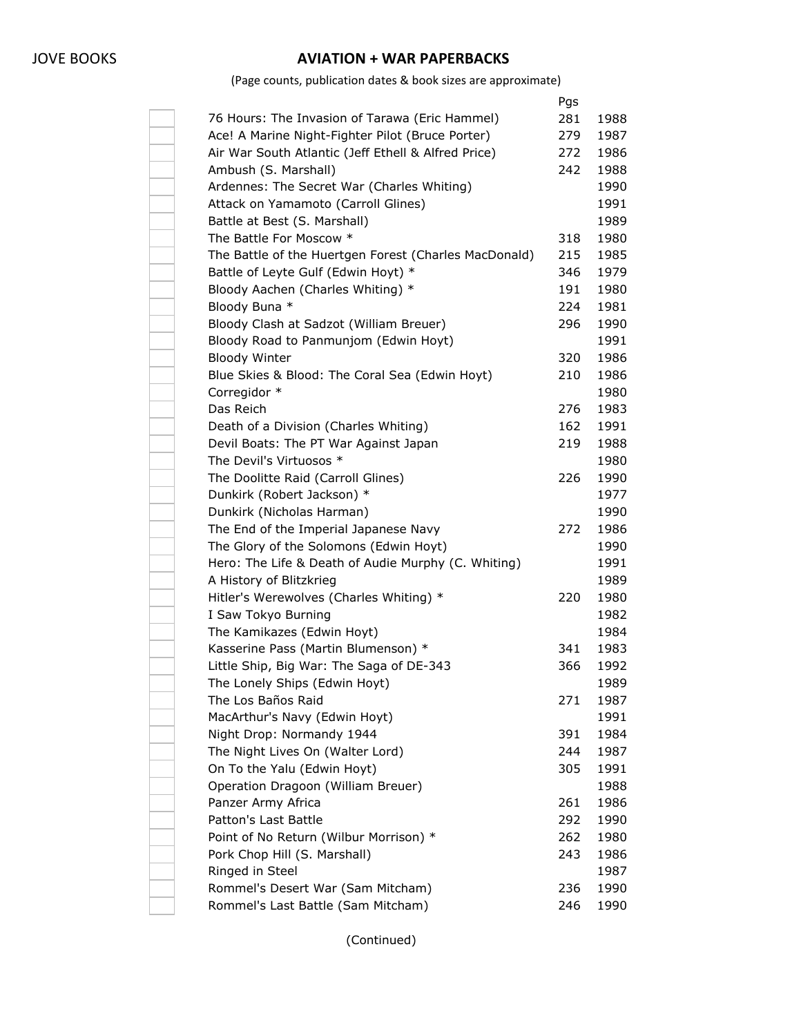JOVE BOOKS

# AVIATION + WAR PAPERBACKS

(Page counts, publication dates & book sizes are approximate)

| | | Pgs | |
|---|---|---|---|
| | 76 Hours: The Invasion of Tarawa (Eric Hammel) | 281 | 1988 |
| | Ace! A Marine Night-Fighter Pilot (Bruce Porter) | 279 | 1987 |
| | Air War South Atlantic (Jeff Ethell & Alfred Price) | 272 | 1986 |
| | Ambush (S. Marshall) | 242 | 1988 |
| | Ardennes: The Secret War (Charles Whiting) | | 1990 |
| | Attack on Yamamoto (Carroll Glines) | | 1991 |
| | Battle at Best (S. Marshall) | | 1989 |
| | The Battle For Moscow * | 318 | 1980 |
| | The Battle of the Huertgen Forest (Charles MacDonald) | 215 | 1985 |
| | Battle of Leyte Gulf (Edwin Hoyt) * | 346 | 1979 |
| | Bloody Aachen (Charles Whiting) * | 191 | 1980 |
| | Bloody Buna * | 224 | 1981 |
| | Bloody Clash at Sadzot (William Breuer) | 296 | 1990 |
| | Bloody Road to Panmunjom (Edwin Hoyt) | | 1991 |
| | Bloody Winter | 320 | 1986 |
| | Blue Skies & Blood: The Coral Sea (Edwin Hoyt) | 210 | 1986 |
| | Corregidor * | | 1980 |
| | Das Reich | 276 | 1983 |
| | Death of a Division (Charles Whiting) | 162 | 1991 |
| | Devil Boats: The PT War Against Japan | 219 | 1988 |
| | The Devil's Virtuosos * | | 1980 |
| | The Doolitte Raid (Carroll Glines) | 226 | 1990 |
| | Dunkirk (Robert Jackson) * | | 1977 |
| | Dunkirk (Nicholas Harman) | | 1990 |
| | The End of the Imperial Japanese Navy | 272 | 1986 |
| | The Glory of the Solomons (Edwin Hoyt) | | 1990 |
| | Hero: The Life & Death of Audie Murphy (C. Whiting) | | 1991 |
| | A History of Blitzkrieg | | 1989 |
| | Hitler's Werewolves (Charles Whiting) * | 220 | 1980 |
| | I Saw Tokyo Burning | | 1982 |
| | The Kamikazes (Edwin Hoyt) | | 1984 |
| | Kasserine Pass (Martin Blumenson) * | 341 | 1983 |
| | Little Ship, Big War: The Saga of DE-343 | 366 | 1992 |
| | The Lonely Ships (Edwin Hoyt) | | 1989 |
| | The Los Baños Raid | 271 | 1987 |
| | MacArthur's Navy (Edwin Hoyt) | | 1991 |
| | Night Drop: Normandy 1944 | 391 | 1984 |
| | The Night Lives On (Walter Lord) | 244 | 1987 |
| | On To the Yalu (Edwin Hoyt) | 305 | 1991 |
| | Operation Dragoon (William Breuer) | | 1988 |
| | Panzer Army Africa | 261 | 1986 |
| | Patton's Last Battle | 292 | 1990 |
| | Point of No Return (Wilbur Morrison) * | 262 | 1980 |
| | Pork Chop Hill (S. Marshall) | 243 | 1986 |
| | Ringed in Steel | | 1987 |
| | Rommel's Desert War (Sam Mitcham) | 236 | 1990 |
| | Rommel's Last Battle (Sam Mitcham) | 246 | 1990 |

(Continued)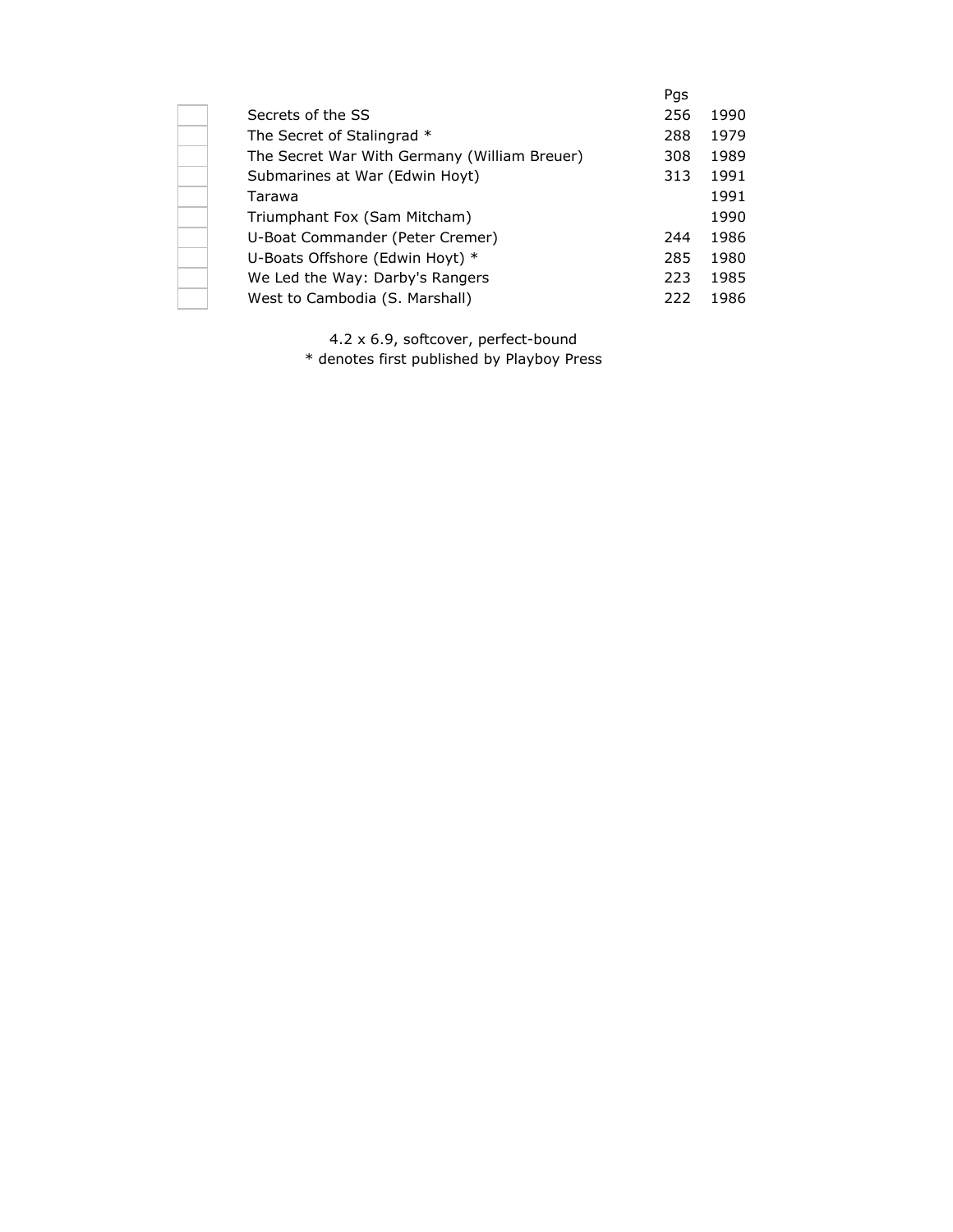| | | Pgs | |
|---|---|---|---|
| | Secrets of the SS | 256 | 1990 |
| | The Secret of Stalingrad * | 288 | 1979 |
| | The Secret War With Germany (William Breuer) | 308 | 1989 |
| | Submarines at War (Edwin Hoyt) | 313 | 1991 |
| | Tarawa | | 1991 |
| | Triumphant Fox (Sam Mitcham) | | 1990 |
| | U-Boat Commander (Peter Cremer) | 244 | 1986 |
| | U-Boats Offshore (Edwin Hoyt) * | 285 | 1980 |
| | We Led the Way: Darby's Rangers | 223 | 1985 |
| | West to Cambodia (S. Marshall) | 222 | 1986 |

4.2 x 6.9, softcover, perfect-bound

* denotes first published by Playboy Press